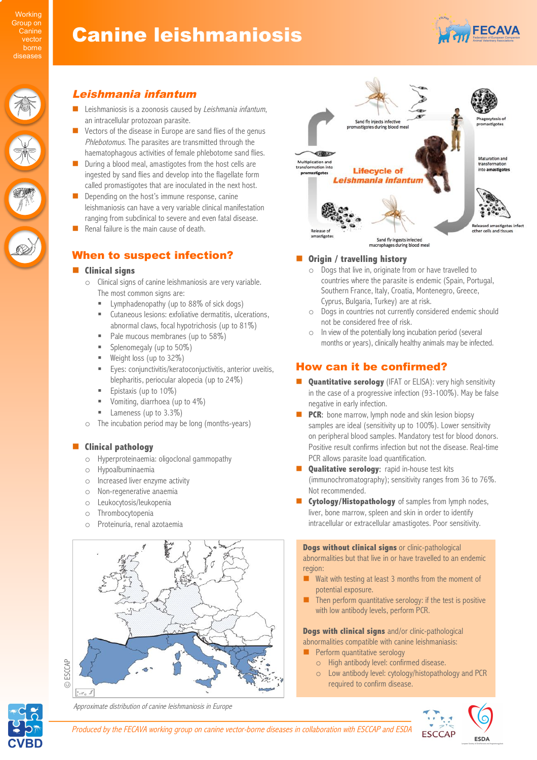# Canine leishmaniosis

Working Group on Canine vector borne diseases

## *Leishmania infantum*

- Leishmaniosis is a zoonosis caused by *Leishmania infantum*, an intracellular protozoan parasite.
- Vectors of the disease in Europe are sand flies of the genus *Phlebotomus*. The parasites are transmitted through the haematophagous activities of female phlebotome sand flies.
- During a blood meal, amastigotes from the host cells are ingested by sand flies and develop into the flagellate form called promastigotes that are inoculated in the next host.
- Depending on the host's immune response, canine leishmaniosis can have a very variable clinical manifestation ranging from subclinical to severe and even fatal disease.
- Renal failure is the main cause of death.

Lifecycle of *Leishmania infantum*: Sand fly injects infective promastigotes during blood meal; Phagocytosis of promastigotes; Maturation and transformation into amastigotes; Released amastigotes infect other cells and tissues; Sand fly ingests infected macrophages during blood meal; Release of amastigotes; Multiplication and transformation into promastigotes.

## When to suspect infection?

- **Clinical signs**
  - Clinical signs of canine leishmaniosis are very variable. The most common signs are:
    - Lymphadenopathy (up to 88% of sick dogs)
    - Cutaneous lesions: exfoliative dermatitis, ulcerations, abnormal claws, focal hypotrichosis (up to 81%)
    - Pale mucous membranes (up to 58%)
    - Splenomegaly (up to 50%)
    - Weight loss (up to 32%)
    - Eyes: conjunctivitis/keratoconjunctivitis, anterior uveitis, blepharitis, periocular alopecia (up to 24%)
    - Epistaxis (up to 10%)
    - Vomiting, diarrhoea (up to 4%)
    - Lameness (up to 3.3%)
  - The incubation period may be long (months-years)

- **Clinical pathology**
  - Hyperproteinaemia: oligoclonal gammopathy
  - Hypoalbuminaemia
  - Increased liver enzyme activity
  - Non-regenerative anaemia
  - Leukocytosis/leukopenia
  - Thrombocytopenia
  - Proteinuria, renal azotaemia

- **Origin / travelling history**
  - Dogs that live in, originate from or have travelled to countries where the parasite is endemic (Spain, Portugal, Southern France, Italy, Croatia, Montenegro, Greece, Cyprus, Bulgaria, Turkey) are at risk.
  - Dogs in countries not currently considered endemic should not be considered free of risk.
  - In view of the potentially long incubation period (several months or years), clinically healthy animals may be infected.

© ESCCAP

*Approximate distribution of canine leishmaniosis in Europe*

## How can it be confirmed?

- **Quantitative serology** (IFAT or ELISA): very high sensitivity in the case of a progressive infection (93-100%). May be false negative in early infection.
- **PCR**: bone marrow, lymph node and skin lesion biopsy samples are ideal (sensitivity up to 100%). Lower sensitivity on peripheral blood samples. Mandatory test for blood donors. Positive result confirms infection but not the disease. Real-time PCR allows parasite load quantification.
- **Qualitative serology**: rapid in-house test kits (immunochromatography); sensitivity ranges from 36 to 76%. Not recommended.
- **Cytology/Histopathology** of samples from lymph nodes, liver, bone marrow, spleen and skin in order to identify intracellular or extracellular amastigotes. Poor sensitivity.

**Dogs without clinical signs** or clinic-pathological abnormalities but that live in or have travelled to an endemic region:

- Wait with testing at least 3 months from the moment of potential exposure.
- Then perform quantitative serology: if the test is positive with low antibody levels, perform PCR.

**Dogs with clinical signs** and/or clinic-pathological abnormalities compatible with canine leishmaniasis:

- Perform quantitative serology
  - High antibody level: confirmed disease.
  - Low antibody level: cytology/histopathology and PCR required to confirm disease.

*Produced by the FECAVA working group on canine vector-borne diseases in collaboration with ESCCAP and ESDA*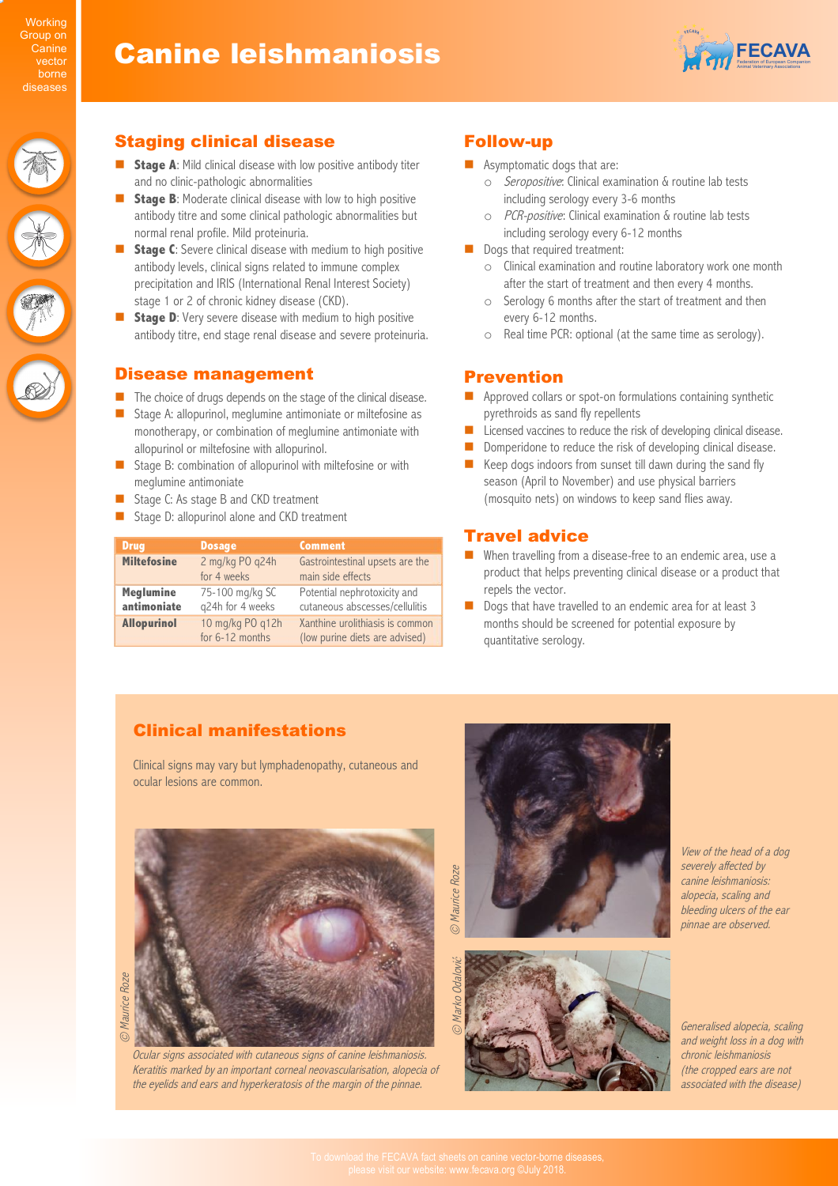# Canine leishmaniosis

## Staging clinical disease

- **Stage A**: Mild clinical disease with low positive antibody titer and no clinic-pathologic abnormalities
- **Stage B**: Moderate clinical disease with low to high positive antibody titre and some clinical pathologic abnormalities but normal renal profile. Mild proteinuria.
- **Stage C**: Severe clinical disease with medium to high positive antibody levels, clinical signs related to immune complex precipitation and IRIS (International Renal Interest Society) stage 1 or 2 of chronic kidney disease (CKD).
- **Stage D**: Very severe disease with medium to high positive antibody titre, end stage renal disease and severe proteinuria.

## Disease management

- The choice of drugs depends on the stage of the clinical disease.
- Stage A: allopurinol, meglumine antimoniate or miltefosine as monotherapy, or combination of meglumine antimoniate with allopurinol or miltefosine with allopurinol.
- Stage B: combination of allopurinol with miltefosine or with meglumine antimoniate
- Stage C: As stage B and CKD treatment
- Stage D: allopurinol alone and CKD treatment

| Drug | Dosage | Comment |
|---|---|---|
| **Miltefosine** | 2 mg/kg PO q24h for 4 weeks | Gastrointestinal upsets are the main side effects |
| **Meglumine antimoniate** | 75-100 mg/kg SC q24h for 4 weeks | Potential nephrotoxicity and cutaneous abscesses/cellulitis |
| **Allopurinol** | 10 mg/kg PO q12h for 6-12 months | Xanthine urolithiasis is common (low purine diets are advised) |

## Follow-up

- Asymptomatic dogs that are:
  - *Seropositive*: Clinical examination & routine lab tests including serology every 3-6 months
  - *PCR-positive*: Clinical examination & routine lab tests including serology every 6-12 months
- Dogs that required treatment:
  - Clinical examination and routine laboratory work one month after the start of treatment and then every 4 months.
  - Serology 6 months after the start of treatment and then every 6-12 months.
  - Real time PCR: optional (at the same time as serology).

## Prevention

- Approved collars or spot-on formulations containing synthetic pyrethroids as sand fly repellents
- Licensed vaccines to reduce the risk of developing clinical disease.
- Domperidone to reduce the risk of developing clinical disease.
- Keep dogs indoors from sunset till dawn during the sand fly season (April to November) and use physical barriers (mosquito nets) on windows to keep sand flies away.

## Travel advice

- When travelling from a disease-free to an endemic area, use a product that helps preventing clinical disease or a product that repels the vector.
- Dogs that have travelled to an endemic area for at least 3 months should be screened for potential exposure by quantitative serology.

## Clinical manifestations

Clinical signs may vary but lymphadenopathy, cutaneous and ocular lesions are common.

© Maurice Roze

*Ocular signs associated with cutaneous signs of canine leishmaniosis. Keratitis marked by an important corneal neovascularisation, alopecia of the eyelids and ears and hyperkeratosis of the margin of the pinnae.*

© Maurice Roze

*View of the head of a dog severely affected by canine leishmaniosis: alopecia, scaling and bleeding ulcers of the ear pinnae are observed.*

© Marko Odalović

*Generalised alopecia, scaling and weight loss in a dog with chronic leishmaniosis (the cropped ears are not associated with the disease)*

To download the FECAVA fact sheets on canine vector-borne diseases, please visit our website: www.fecava.org ©July 2018.